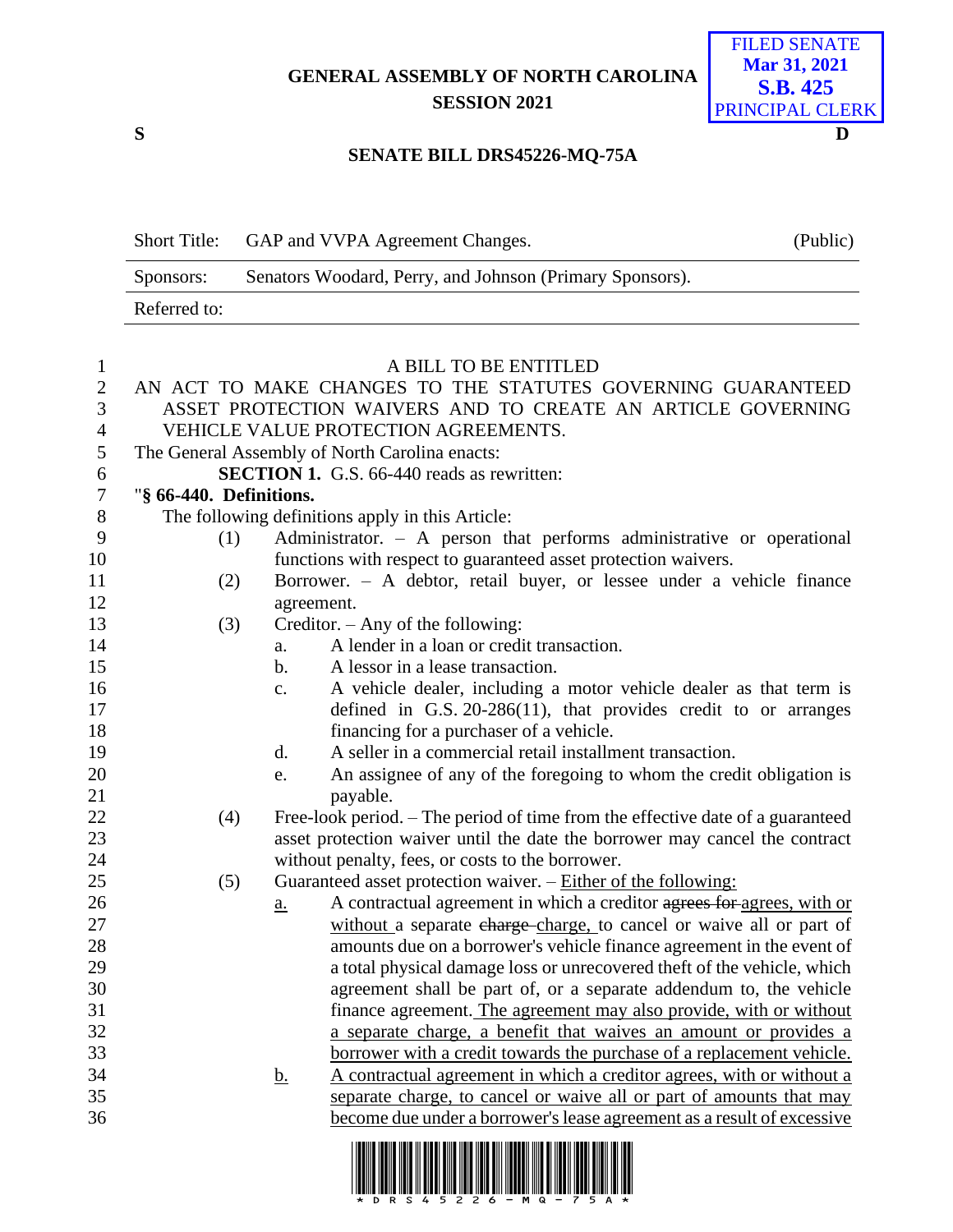GENERAL ASSEMBLY OF NORTH CAROLINA
SESSION 2021

FILED SENATE
Mar 31, 2021
S.B. 425
PRINCIPAL CLERK

S D

**SENATE BILL DRS45226-MQ-75A**

| | | |
|---|---|---|
| Short Title: | GAP and VVPA Agreement Changes. | (Public) |
| Sponsors: | Senators Woodard, Perry, and Johnson (Primary Sponsors). | |
| Referred to: | | |

A BILL TO BE ENTITLED

AN ACT TO MAKE CHANGES TO THE STATUTES GOVERNING GUARANTEED ASSET PROTECTION WAIVERS AND TO CREATE AN ARTICLE GOVERNING VEHICLE VALUE PROTECTION AGREEMENTS.

The General Assembly of North Carolina enacts:

**SECTION 1.** G.S. 66-440 reads as rewritten:

"**§ 66-440. Definitions.**

The following definitions apply in this Article:

(1) Administrator. – A person that performs administrative or operational functions with respect to guaranteed asset protection waivers.

(2) Borrower. – A debtor, retail buyer, or lessee under a vehicle finance agreement.

(3) Creditor. – Any of the following:

a. A lender in a loan or credit transaction.

b. A lessor in a lease transaction.

c. A vehicle dealer, including a motor vehicle dealer as that term is defined in G.S. 20-286(11), that provides credit to or arranges financing for a purchaser of a vehicle.

d. A seller in a commercial retail installment transaction.

e. An assignee of any of the foregoing to whom the credit obligation is payable.

(4) Free-look period. – The period of time from the effective date of a guaranteed asset protection waiver until the date the borrower may cancel the contract without penalty, fees, or costs to the borrower.

(5) Guaranteed asset protection waiver. – <u>Either of the following:</u>

<u>a.</u> A contractual agreement in which a creditor ~~agrees for~~ <u>agrees, with or without</u> a separate ~~charge~~ <u>charge,</u> to cancel or waive all or part of amounts due on a borrower's vehicle finance agreement in the event of a total physical damage loss or unrecovered theft of the vehicle, which agreement shall be part of, or a separate addendum to, the vehicle finance agreement. <u>The agreement may also provide, with or without a separate charge, a benefit that waives an amount or provides a borrower with a credit towards the purchase of a replacement vehicle.</u>

<u>b.</u> <u>A contractual agreement in which a creditor agrees, with or without a separate charge, to cancel or waive all or part of amounts that may become due under a borrower's lease agreement as a result of excessive</u>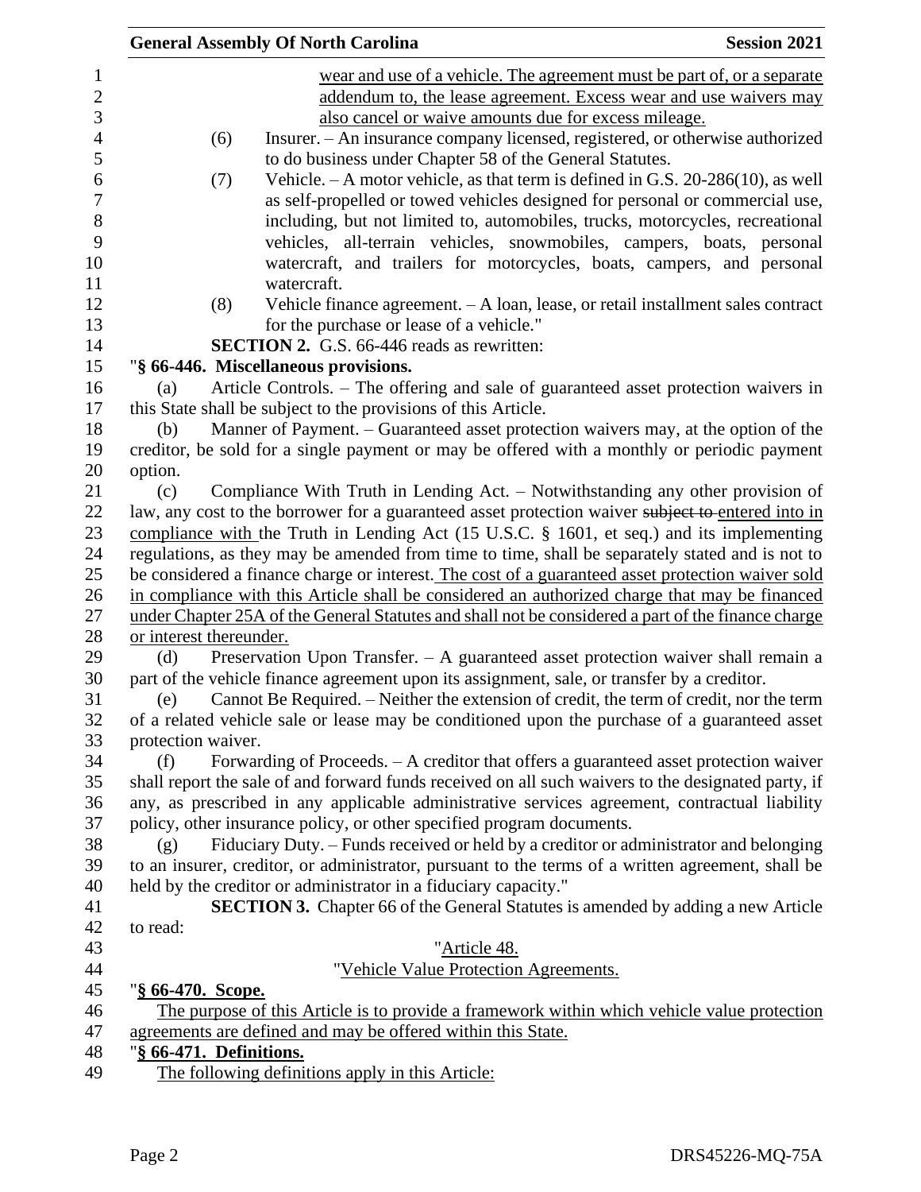wear and use of a vehicle. The agreement must be part of, or a separate addendum to, the lease agreement. Excess wear and use waivers may also cancel or waive amounts due for excess mileage.

(6) Insurer. – An insurance company licensed, registered, or otherwise authorized to do business under Chapter 58 of the General Statutes.

(7) Vehicle. – A motor vehicle, as that term is defined in G.S. 20-286(10), as well as self-propelled or towed vehicles designed for personal or commercial use, including, but not limited to, automobiles, trucks, motorcycles, recreational vehicles, all-terrain vehicles, snowmobiles, campers, boats, personal watercraft, and trailers for motorcycles, boats, campers, and personal watercraft.

(8) Vehicle finance agreement. – A loan, lease, or retail installment sales contract for the purchase or lease of a vehicle."

**SECTION 2.** G.S. 66-446 reads as rewritten:

"**§ 66-446. Miscellaneous provisions.**

(a) Article Controls. – The offering and sale of guaranteed asset protection waivers in this State shall be subject to the provisions of this Article.

(b) Manner of Payment. – Guaranteed asset protection waivers may, at the option of the creditor, be sold for a single payment or may be offered with a monthly or periodic payment option.

(c) Compliance With Truth in Lending Act. – Notwithstanding any other provision of law, any cost to the borrower for a guaranteed asset protection waiver ~~subject to~~ entered into in compliance with the Truth in Lending Act (15 U.S.C. § 1601, et seq.) and its implementing regulations, as they may be amended from time to time, shall be separately stated and is not to be considered a finance charge or interest. The cost of a guaranteed asset protection waiver sold in compliance with this Article shall be considered an authorized charge that may be financed under Chapter 25A of the General Statutes and shall not be considered a part of the finance charge or interest thereunder.

(d) Preservation Upon Transfer. – A guaranteed asset protection waiver shall remain a part of the vehicle finance agreement upon its assignment, sale, or transfer by a creditor.

(e) Cannot Be Required. – Neither the extension of credit, the term of credit, nor the term of a related vehicle sale or lease may be conditioned upon the purchase of a guaranteed asset protection waiver.

(f) Forwarding of Proceeds. – A creditor that offers a guaranteed asset protection waiver shall report the sale of and forward funds received on all such waivers to the designated party, if any, as prescribed in any applicable administrative services agreement, contractual liability policy, other insurance policy, or other specified program documents.

(g) Fiduciary Duty. – Funds received or held by a creditor or administrator and belonging to an insurer, creditor, or administrator, pursuant to the terms of a written agreement, shall be held by the creditor or administrator in a fiduciary capacity."

**SECTION 3.** Chapter 66 of the General Statutes is amended by adding a new Article to read:

"Article 48.

"Vehicle Value Protection Agreements.

"**§ 66-470. Scope.**

The purpose of this Article is to provide a framework within which vehicle value protection agreements are defined and may be offered within this State.

"**§ 66-471. Definitions.**

The following definitions apply in this Article: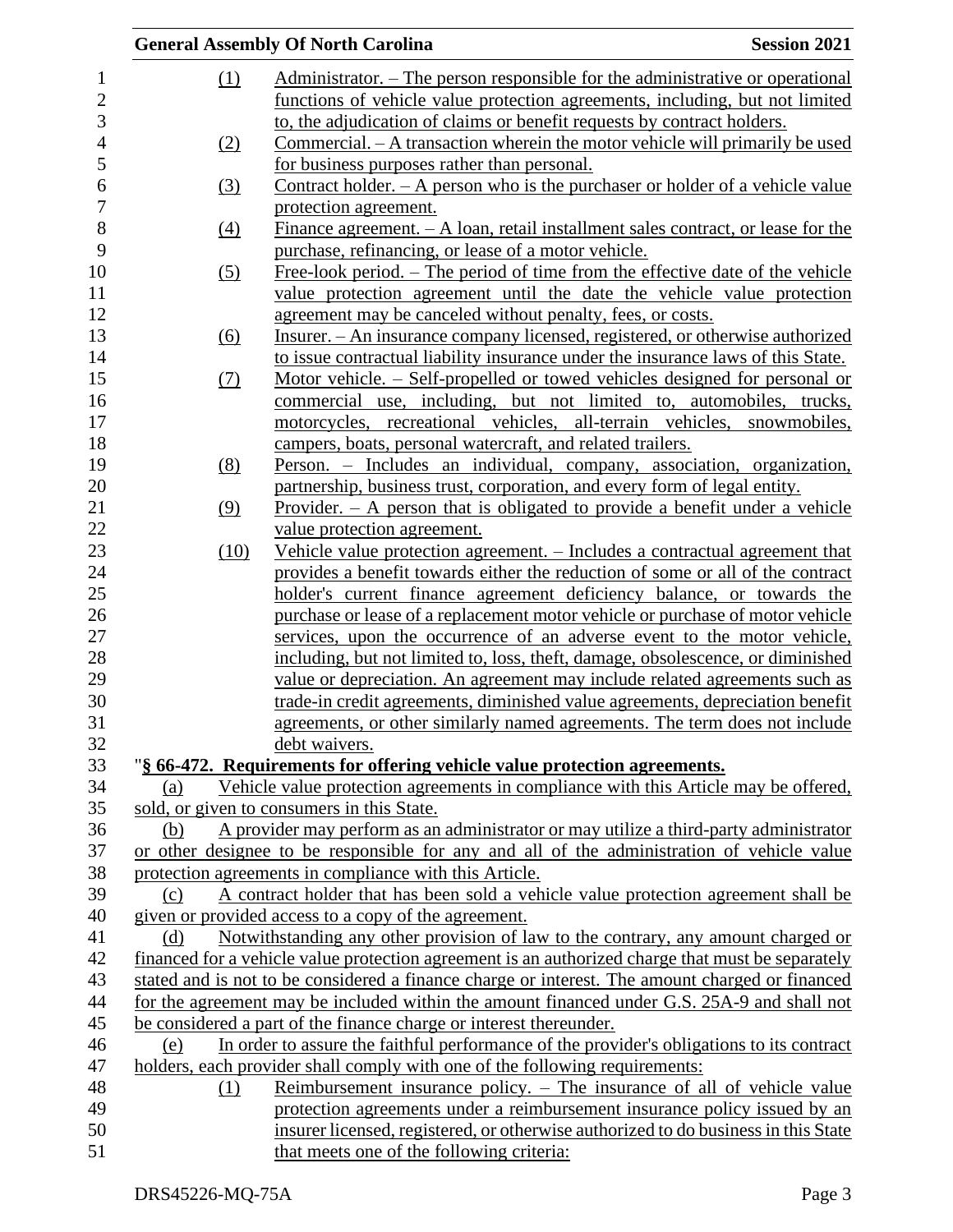(1) Administrator. – The person responsible for the administrative or operational functions of vehicle value protection agreements, including, but not limited to, the adjudication of claims or benefit requests by contract holders.

(2) Commercial. – A transaction wherein the motor vehicle will primarily be used for business purposes rather than personal.

(3) Contract holder. – A person who is the purchaser or holder of a vehicle value protection agreement.

(4) Finance agreement. – A loan, retail installment sales contract, or lease for the purchase, refinancing, or lease of a motor vehicle.

(5) Free-look period. – The period of time from the effective date of the vehicle value protection agreement until the date the vehicle value protection agreement may be canceled without penalty, fees, or costs.

(6) Insurer. – An insurance company licensed, registered, or otherwise authorized to issue contractual liability insurance under the insurance laws of this State.

(7) Motor vehicle. – Self-propelled or towed vehicles designed for personal or commercial use, including, but not limited to, automobiles, trucks, motorcycles, recreational vehicles, all-terrain vehicles, snowmobiles, campers, boats, personal watercraft, and related trailers.

(8) Person. – Includes an individual, company, association, organization, partnership, business trust, corporation, and every form of legal entity.

(9) Provider. – A person that is obligated to provide a benefit under a vehicle value protection agreement.

(10) Vehicle value protection agreement. – Includes a contractual agreement that provides a benefit towards either the reduction of some or all of the contract holder's current finance agreement deficiency balance, or towards the purchase or lease of a replacement motor vehicle or purchase of motor vehicle services, upon the occurrence of an adverse event to the motor vehicle, including, but not limited to, loss, theft, damage, obsolescence, or diminished value or depreciation. An agreement may include related agreements such as trade-in credit agreements, diminished value agreements, depreciation benefit agreements, or other similarly named agreements. The term does not include debt waivers.

"**§ 66-472. Requirements for offering vehicle value protection agreements.**

(a) Vehicle value protection agreements in compliance with this Article may be offered, sold, or given to consumers in this State.

(b) A provider may perform as an administrator or may utilize a third-party administrator or other designee to be responsible for any and all of the administration of vehicle value protection agreements in compliance with this Article.

(c) A contract holder that has been sold a vehicle value protection agreement shall be given or provided access to a copy of the agreement.

(d) Notwithstanding any other provision of law to the contrary, any amount charged or financed for a vehicle value protection agreement is an authorized charge that must be separately stated and is not to be considered a finance charge or interest. The amount charged or financed for the agreement may be included within the amount financed under G.S. 25A-9 and shall not be considered a part of the finance charge or interest thereunder.

(e) In order to assure the faithful performance of the provider's obligations to its contract holders, each provider shall comply with one of the following requirements:

(1) Reimbursement insurance policy. – The insurance of all of vehicle value protection agreements under a reimbursement insurance policy issued by an insurer licensed, registered, or otherwise authorized to do business in this State that meets one of the following criteria: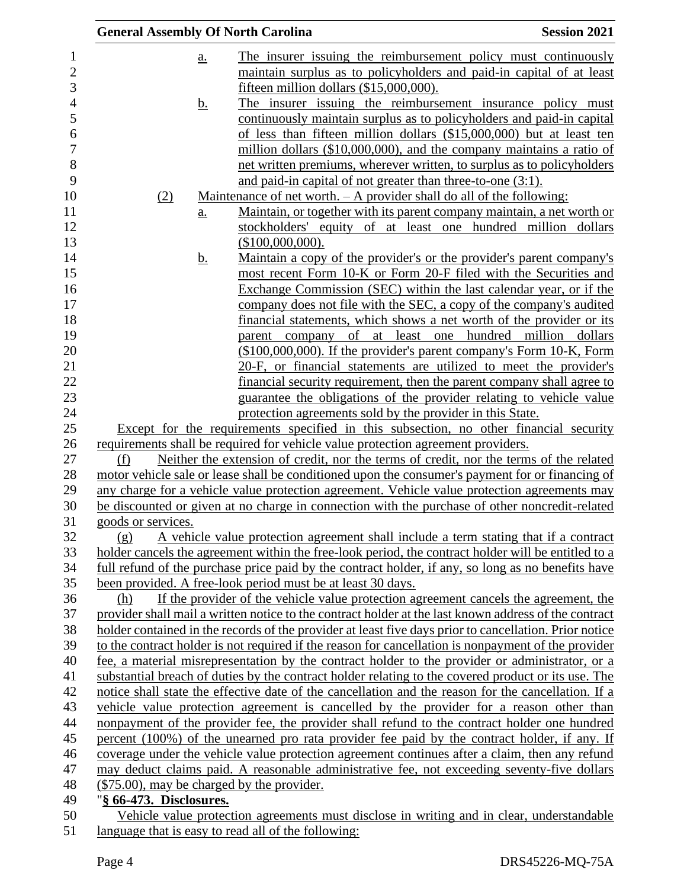a. The insurer issuing the reimbursement policy must continuously maintain surplus as to policyholders and paid-in capital of at least fifteen million dollars ($15,000,000).

b. The insurer issuing the reimbursement insurance policy must continuously maintain surplus as to policyholders and paid-in capital of less than fifteen million dollars ($15,000,000) but at least ten million dollars ($10,000,000), and the company maintains a ratio of net written premiums, wherever written, to surplus as to policyholders and paid-in capital of not greater than three-to-one (3:1).

(2) Maintenance of net worth. – A provider shall do all of the following:

a. Maintain, or together with its parent company maintain, a net worth or stockholders' equity of at least one hundred million dollars ($100,000,000).

b. Maintain a copy of the provider's or the provider's parent company's most recent Form 10-K or Form 20-F filed with the Securities and Exchange Commission (SEC) within the last calendar year, or if the company does not file with the SEC, a copy of the company's audited financial statements, which shows a net worth of the provider or its parent company of at least one hundred million dollars ($100,000,000). If the provider's parent company's Form 10-K, Form 20-F, or financial statements are utilized to meet the provider's financial security requirement, then the parent company shall agree to guarantee the obligations of the provider relating to vehicle value protection agreements sold by the provider in this State.

Except for the requirements specified in this subsection, no other financial security requirements shall be required for vehicle value protection agreement providers.

(f) Neither the extension of credit, nor the terms of credit, nor the terms of the related motor vehicle sale or lease shall be conditioned upon the consumer's payment for or financing of any charge for a vehicle value protection agreement. Vehicle value protection agreements may be discounted or given at no charge in connection with the purchase of other noncredit-related goods or services.

(g) A vehicle value protection agreement shall include a term stating that if a contract holder cancels the agreement within the free-look period, the contract holder will be entitled to a full refund of the purchase price paid by the contract holder, if any, so long as no benefits have been provided. A free-look period must be at least 30 days.

(h) If the provider of the vehicle value protection agreement cancels the agreement, the provider shall mail a written notice to the contract holder at the last known address of the contract holder contained in the records of the provider at least five days prior to cancellation. Prior notice to the contract holder is not required if the reason for cancellation is nonpayment of the provider fee, a material misrepresentation by the contract holder to the provider or administrator, or a substantial breach of duties by the contract holder relating to the covered product or its use. The notice shall state the effective date of the cancellation and the reason for the cancellation. If a vehicle value protection agreement is cancelled by the provider for a reason other than nonpayment of the provider fee, the provider shall refund to the contract holder one hundred percent (100%) of the unearned pro rata provider fee paid by the contract holder, if any. If coverage under the vehicle value protection agreement continues after a claim, then any refund may deduct claims paid. A reasonable administrative fee, not exceeding seventy-five dollars ($75.00), may be charged by the provider.

"**§ 66-473. Disclosures.**

Vehicle value protection agreements must disclose in writing and in clear, understandable language that is easy to read all of the following: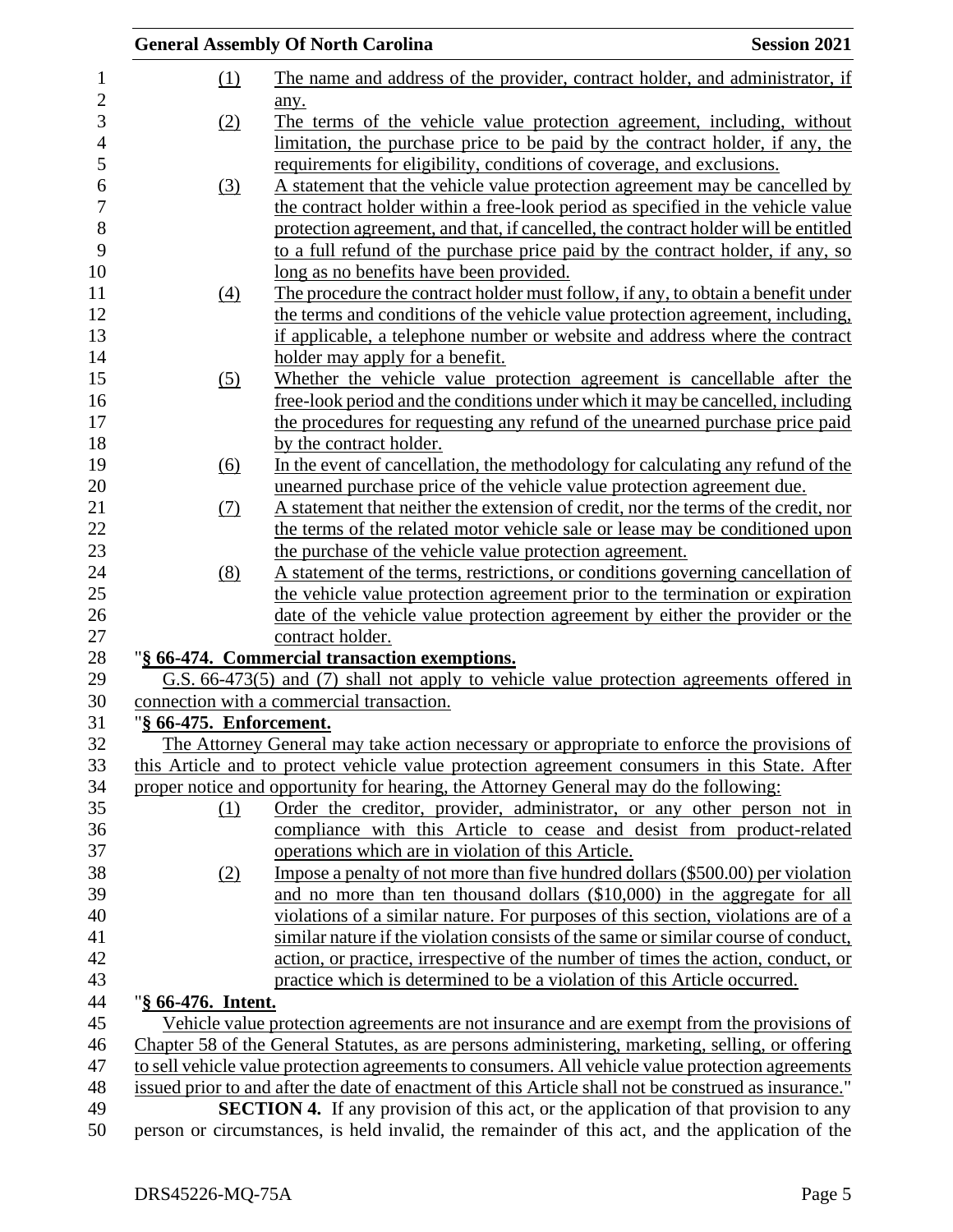(1) The name and address of the provider, contract holder, and administrator, if any.

(2) The terms of the vehicle value protection agreement, including, without limitation, the purchase price to be paid by the contract holder, if any, the requirements for eligibility, conditions of coverage, and exclusions.

(3) A statement that the vehicle value protection agreement may be cancelled by the contract holder within a free-look period as specified in the vehicle value protection agreement, and that, if cancelled, the contract holder will be entitled to a full refund of the purchase price paid by the contract holder, if any, so long as no benefits have been provided.

(4) The procedure the contract holder must follow, if any, to obtain a benefit under the terms and conditions of the vehicle value protection agreement, including, if applicable, a telephone number or website and address where the contract holder may apply for a benefit.

(5) Whether the vehicle value protection agreement is cancellable after the free-look period and the conditions under which it may be cancelled, including the procedures for requesting any refund of the unearned purchase price paid by the contract holder.

(6) In the event of cancellation, the methodology for calculating any refund of the unearned purchase price of the vehicle value protection agreement due.

(7) A statement that neither the extension of credit, nor the terms of the credit, nor the terms of the related motor vehicle sale or lease may be conditioned upon the purchase of the vehicle value protection agreement.

(8) A statement of the terms, restrictions, or conditions governing cancellation of the vehicle value protection agreement prior to the termination or expiration date of the vehicle value protection agreement by either the provider or the contract holder.

"**§ 66-474. Commercial transaction exemptions.**

G.S. 66-473(5) and (7) shall not apply to vehicle value protection agreements offered in connection with a commercial transaction.

"**§ 66-475. Enforcement.**

The Attorney General may take action necessary or appropriate to enforce the provisions of this Article and to protect vehicle value protection agreement consumers in this State. After proper notice and opportunity for hearing, the Attorney General may do the following:

(1) Order the creditor, provider, administrator, or any other person not in compliance with this Article to cease and desist from product-related operations which are in violation of this Article.

(2) Impose a penalty of not more than five hundred dollars ($500.00) per violation and no more than ten thousand dollars ($10,000) in the aggregate for all violations of a similar nature. For purposes of this section, violations are of a similar nature if the violation consists of the same or similar course of conduct, action, or practice, irrespective of the number of times the action, conduct, or practice which is determined to be a violation of this Article occurred.

"**§ 66-476. Intent.**

Vehicle value protection agreements are not insurance and are exempt from the provisions of Chapter 58 of the General Statutes, as are persons administering, marketing, selling, or offering to sell vehicle value protection agreements to consumers. All vehicle value protection agreements issued prior to and after the date of enactment of this Article shall not be construed as insurance."

**SECTION 4.** If any provision of this act, or the application of that provision to any person or circumstances, is held invalid, the remainder of this act, and the application of the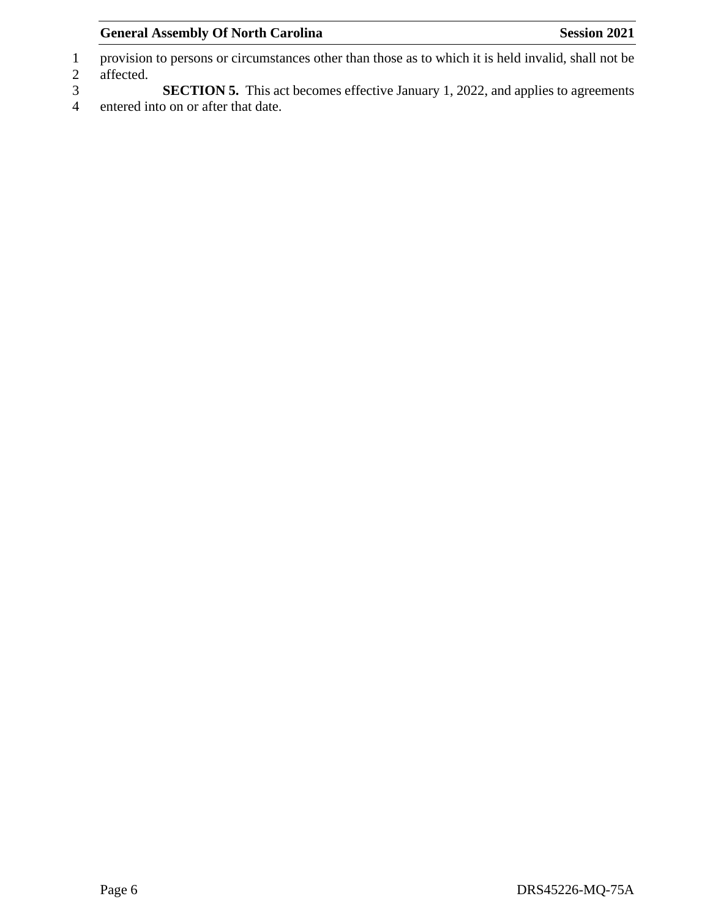provision to persons or circumstances other than those as to which it is held invalid, shall not be affected.

**SECTION 5.** This act becomes effective January 1, 2022, and applies to agreements entered into on or after that date.